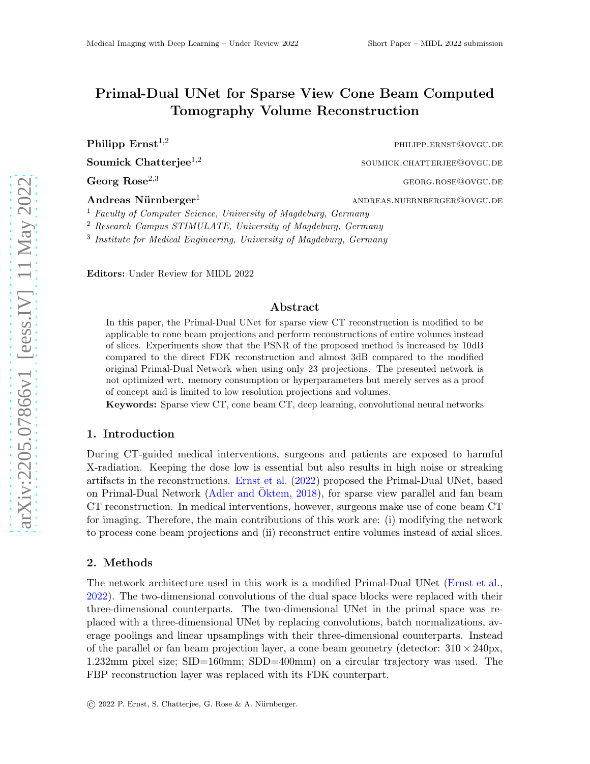# Primal-Dual UNet for Sparse View Cone Beam Computed Tomography Volume Reconstruction

**Philipp Ernst**[1,2] PHILIPP.ERNST@OVGU.DE

**Soumick Chatterjee**[1,2] SOUMICK.CHATTERJEE@OVGU.DE

**Georg Rose**[2,3] GEORG.ROSE@OVGU.DE

**Andreas Nürnberger**[1] ANDREAS.NUERNBERGER@OVGU.DE

[1] *Faculty of Computer Science, University of Magdeburg, Germany*
[2] *Research Campus STIMULATE, University of Magdeburg, Germany*
[3] *Institute for Medical Engineering, University of Magdeburg, Germany*

**Editors:** Under Review for MIDL 2022

## Abstract

In this paper, the Primal-Dual UNet for sparse view CT reconstruction is modified to be applicable to cone beam projections and perform reconstructions of entire volumes instead of slices. Experiments show that the PSNR of the proposed method is increased by 10dB compared to the direct FDK reconstruction and almost 3dB compared to the modified original Primal-Dual Network when using only 23 projections. The presented network is not optimized wrt. memory consumption or hyperparameters but merely serves as a proof of concept and is limited to low resolution projections and volumes.

**Keywords:** Sparse view CT, cone beam CT, deep learning, convolutional neural networks

## 1. Introduction

During CT-guided medical interventions, surgeons and patients are exposed to harmful X-radiation. Keeping the dose low is essential but also results in high noise or streaking artifacts in the reconstructions. Ernst et al. (2022) proposed the Primal-Dual UNet, based on Primal-Dual Network (Adler and Öktem, 2018), for sparse view parallel and fan beam CT reconstruction. In medical interventions, however, surgeons make use of cone beam CT for imaging. Therefore, the main contributions of this work are: (i) modifying the network to process cone beam projections and (ii) reconstruct entire volumes instead of axial slices.

## 2. Methods

The network architecture used in this work is a modified Primal-Dual UNet (Ernst et al., 2022). The two-dimensional convolutions of the dual space blocks were replaced with their three-dimensional counterparts. The two-dimensional UNet in the primal space was replaced with a three-dimensional UNet by replacing convolutions, batch normalizations, average poolings and linear upsamplings with their three-dimensional counterparts. Instead of the parallel or fan beam projection layer, a cone beam geometry (detector: $310 \times 240$px, 1.232mm pixel size; SID=160mm; SDD=400mm) on a circular trajectory was used. The FBP reconstruction layer was replaced with its FDK counterpart.

© 2022 P. Ernst, S. Chatterjee, G. Rose & A. Nürnberger.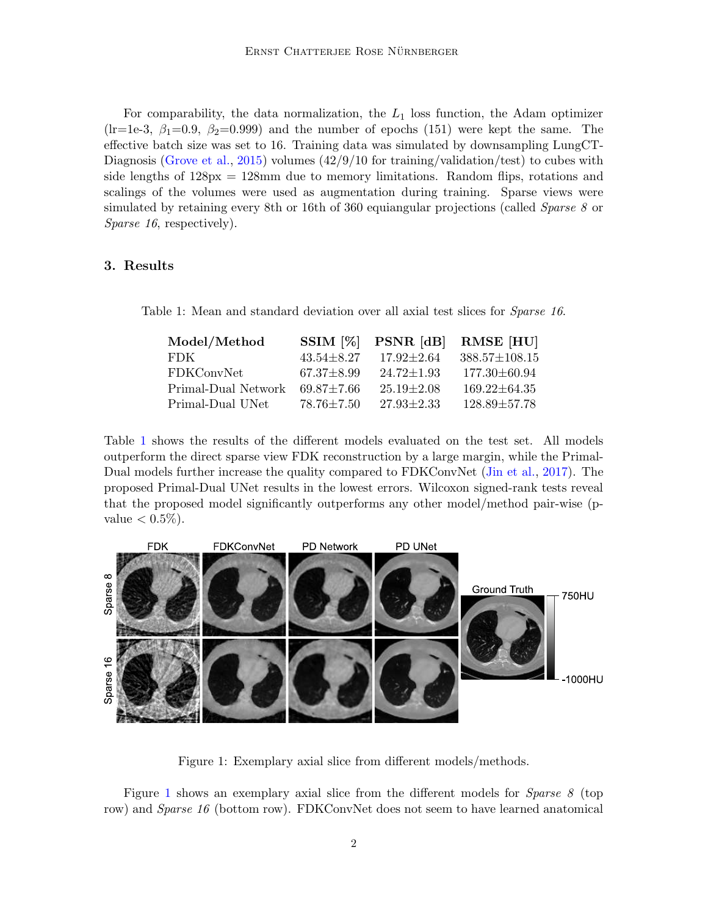For comparability, the data normalization, the $L_1$ loss function, the Adam optimizer (lr=1e-3, $\beta_1$=0.9, $\beta_2$=0.999) and the number of epochs (151) were kept the same. The effective batch size was set to 16. Training data was simulated by downsampling LungCT-Diagnosis (Grove et al., 2015) volumes (42/9/10 for training/validation/test) to cubes with side lengths of 128px = 128mm due to memory limitations. Random flips, rotations and scalings of the volumes were used as augmentation during training. Sparse views were simulated by retaining every 8th or 16th of 360 equiangular projections (called *Sparse 8* or *Sparse 16*, respectively).

## 3. Results

Table 1: Mean and standard deviation over all axial test slices for *Sparse 16*.

| **Model/Method** | **SSIM [%]** | **PSNR [dB]** | **RMSE [HU]** |
|---|---|---|---|
| FDK | 43.54±8.27 | 17.92±2.64 | 388.57±108.15 |
| FDKConvNet | 67.37±8.99 | 24.72±1.93 | 177.30±60.94 |
| Primal-Dual Network | 69.87±7.66 | 25.19±2.08 | 169.22±64.35 |
| Primal-Dual UNet | 78.76±7.50 | 27.93±2.33 | 128.89±57.78 |

Table 1 shows the results of the different models evaluated on the test set. All models outperform the direct sparse view FDK reconstruction by a large margin, while the Primal-Dual models further increase the quality compared to FDKConvNet (Jin et al., 2017). The proposed Primal-Dual UNet results in the lowest errors. Wilcoxon signed-rank tests reveal that the proposed model significantly outperforms any other model/method pair-wise (p-value < 0.5%).

Figure 1: Exemplary axial slice from different models/methods.

Figure 1 shows an exemplary axial slice from the different models for *Sparse 8* (top row) and *Sparse 16* (bottom row). FDKConvNet does not seem to have learned anatomical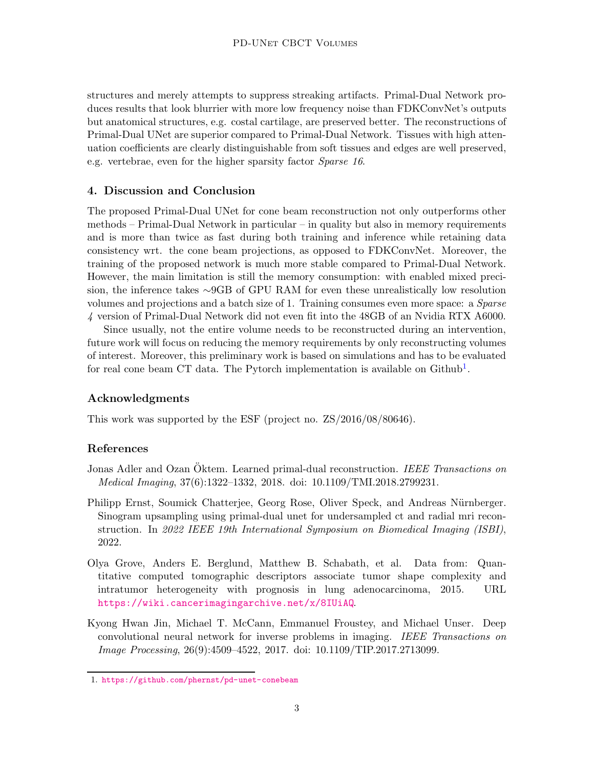structures and merely attempts to suppress streaking artifacts. Primal-Dual Network produces results that look blurrier with more low frequency noise than FDKConvNet's outputs but anatomical structures, e.g. costal cartilage, are preserved better. The reconstructions of Primal-Dual UNet are superior compared to Primal-Dual Network. Tissues with high attenuation coefficients are clearly distinguishable from soft tissues and edges are well preserved, e.g. vertebrae, even for the higher sparsity factor *Sparse 16*.

## 4. Discussion and Conclusion

The proposed Primal-Dual UNet for cone beam reconstruction not only outperforms other methods – Primal-Dual Network in particular – in quality but also in memory requirements and is more than twice as fast during both training and inference while retaining data consistency wrt. the cone beam projections, as opposed to FDKConvNet. Moreover, the training of the proposed network is much more stable compared to Primal-Dual Network. However, the main limitation is still the memory consumption: with enabled mixed precision, the inference takes ∼9GB of GPU RAM for even these unrealistically low resolution volumes and projections and a batch size of 1. Training consumes even more space: a *Sparse 4* version of Primal-Dual Network did not even fit into the 48GB of an Nvidia RTX A6000.

Since usually, not the entire volume needs to be reconstructed during an intervention, future work will focus on reducing the memory requirements by only reconstructing volumes of interest. Moreover, this preliminary work is based on simulations and has to be evaluated for real cone beam CT data. The Pytorch implementation is available on Github[1].

## Acknowledgments

This work was supported by the ESF (project no. ZS/2016/08/80646).

## References

Jonas Adler and Ozan Öktem. Learned primal-dual reconstruction. *IEEE Transactions on Medical Imaging*, 37(6):1322–1332, 2018. doi: 10.1109/TMI.2018.2799231.

Philipp Ernst, Soumick Chatterjee, Georg Rose, Oliver Speck, and Andreas Nürnberger. Sinogram upsampling using primal-dual unet for undersampled ct and radial mri reconstruction. In *2022 IEEE 19th International Symposium on Biomedical Imaging (ISBI)*, 2022.

Olya Grove, Anders E. Berglund, Matthew B. Schabath, et al. Data from: Quantitative computed tomographic descriptors associate tumor shape complexity and intratumor heterogeneity with prognosis in lung adenocarcinoma, 2015. URL https://wiki.cancerimagingarchive.net/x/8IUiAQ.

Kyong Hwan Jin, Michael T. McCann, Emmanuel Froustey, and Michael Unser. Deep convolutional neural network for inverse problems in imaging. *IEEE Transactions on Image Processing*, 26(9):4509–4522, 2017. doi: 10.1109/TIP.2017.2713099.

1. https://github.com/phernst/pd-unet-conebeam